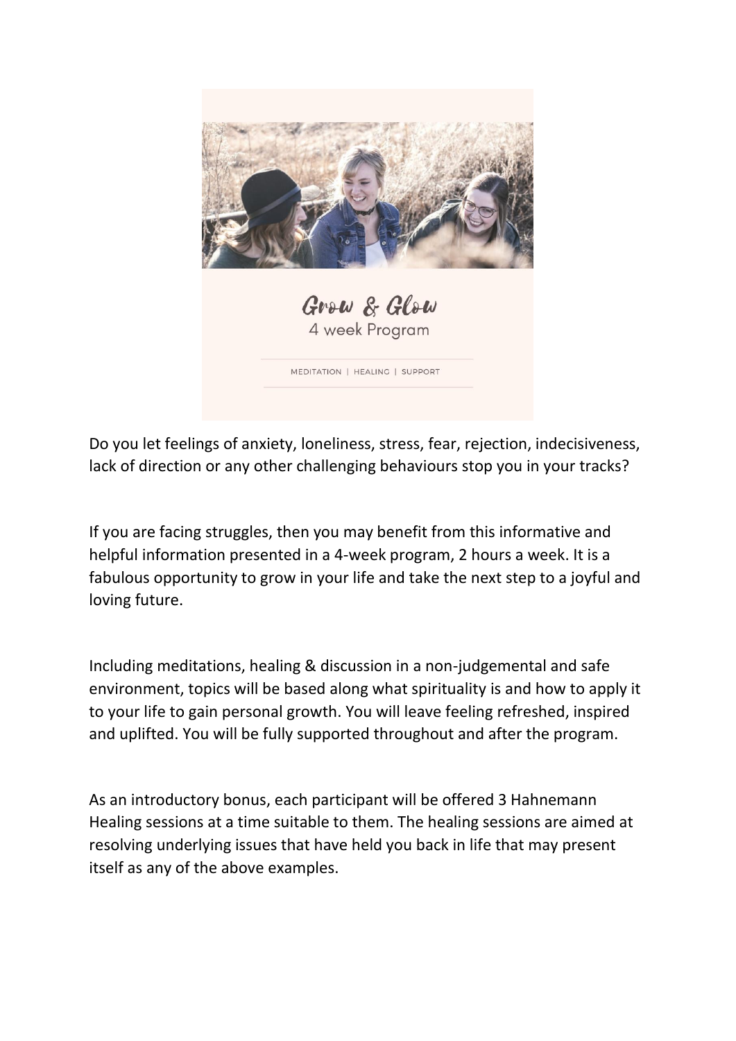# Grow & Glow

4 week Program

MEDITATION | HEALING | SUPPORT

Do you let feelings of anxiety, loneliness, stress, fear, rejection, indecisiveness, lack of direction or any other challenging behaviours stop you in your tracks?

If you are facing struggles, then you may benefit from this informative and helpful information presented in a 4-week program, 2 hours a week. It is a fabulous opportunity to grow in your life and take the next step to a joyful and loving future.

Including meditations, healing & discussion in a non-judgemental and safe environment, topics will be based along what spirituality is and how to apply it to your life to gain personal growth. You will leave feeling refreshed, inspired and uplifted. You will be fully supported throughout and after the program.

As an introductory bonus, each participant will be offered 3 Hahnemann Healing sessions at a time suitable to them. The healing sessions are aimed at resolving underlying issues that have held you back in life that may present itself as any of the above examples.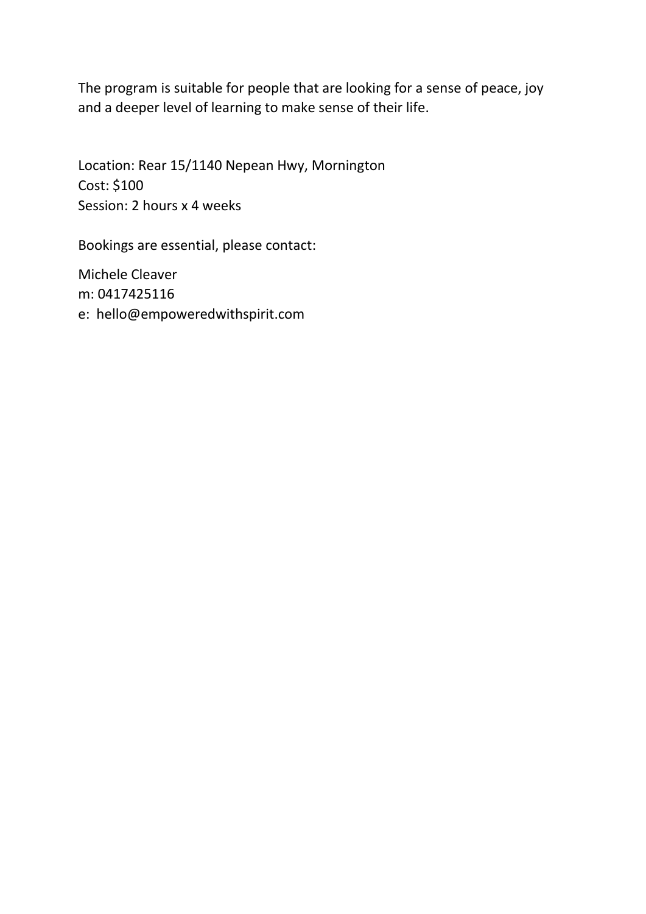The program is suitable for people that are looking for a sense of peace, joy and a deeper level of learning to make sense of their life.

Location: Rear 15/1140 Nepean Hwy, Mornington
Cost: $100
Session: 2 hours x 4 weeks

Bookings are essential, please contact:

Michele Cleaver
m: 0417425116
e: hello@empoweredwithspirit.com